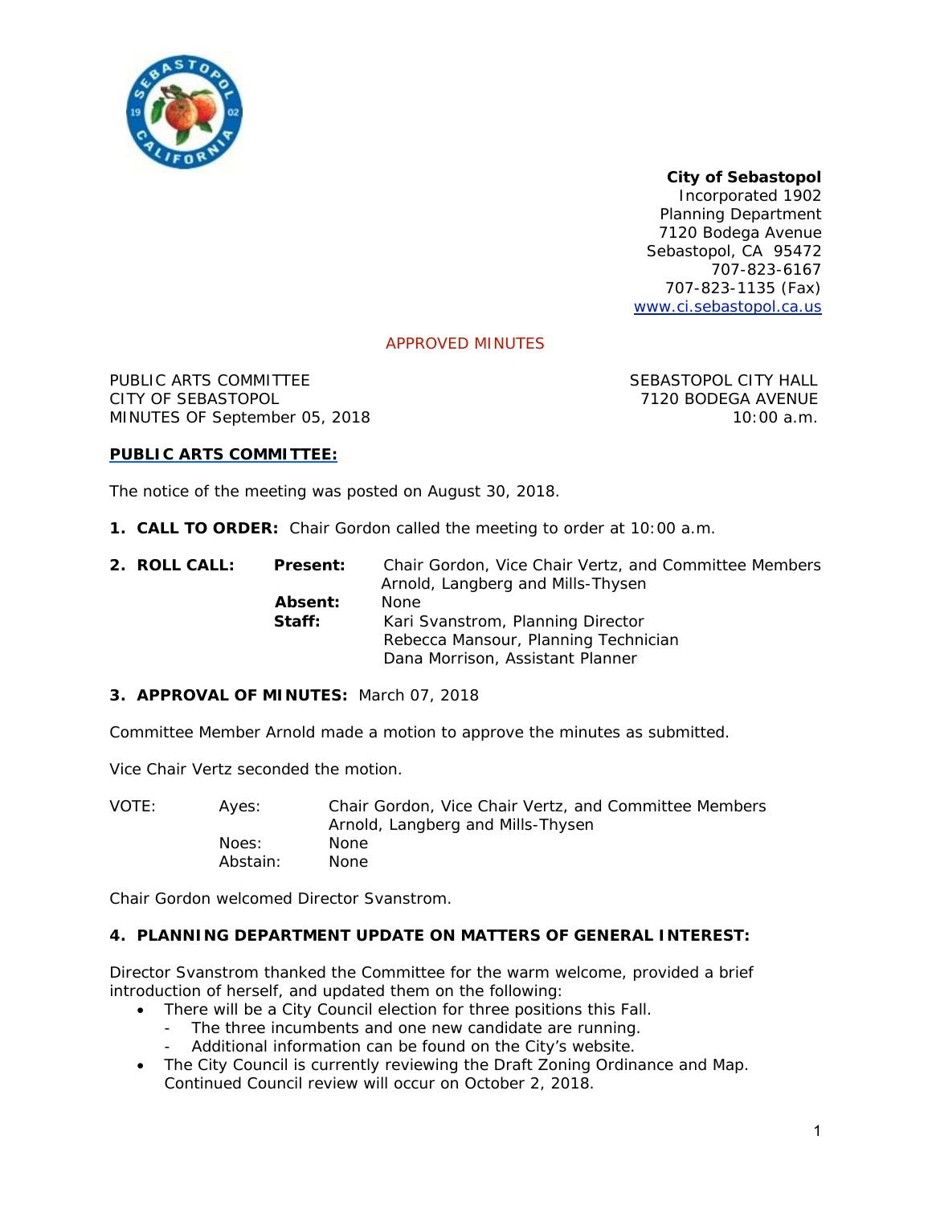**City of Sebastopol**
Incorporated 1902
Planning Department
7120 Bodega Avenue
Sebastopol, CA 95472
707-823-6167
707-823-1135 (Fax)
www.ci.sebastopol.ca.us

APPROVED MINUTES

PUBLIC ARTS COMMITTEE
CITY OF SEBASTOPOL
MINUTES OF September 05, 2018

SEBASTOPOL CITY HALL
7120 BODEGA AVENUE
10:00 a.m.

## PUBLIC ARTS COMMITTEE:

The notice of the meeting was posted on August 30, 2018.

**1. CALL TO ORDER:** Chair Gordon called the meeting to order at 10:00 a.m.

**2. ROLL CALL:**

**Present:** Chair Gordon, Vice Chair Vertz, and Committee Members Arnold, Langberg and Mills-Thysen
**Absent:** None
**Staff:** Kari Svanstrom, Planning Director
Rebecca Mansour, Planning Technician
Dana Morrison, Assistant Planner

**3. APPROVAL OF MINUTES:** March 07, 2018

Committee Member Arnold made a motion to approve the minutes as submitted.

Vice Chair Vertz seconded the motion.

VOTE:
Ayes: Chair Gordon, Vice Chair Vertz, and Committee Members Arnold, Langberg and Mills-Thysen
Noes: None
Abstain: None

Chair Gordon welcomed Director Svanstrom.

**4. PLANNING DEPARTMENT UPDATE ON MATTERS OF GENERAL INTEREST:**

Director Svanstrom thanked the Committee for the warm welcome, provided a brief introduction of herself, and updated them on the following:

- There will be a City Council election for three positions this Fall.
  - The three incumbents and one new candidate are running.
  - Additional information can be found on the City's website.
- The City Council is currently reviewing the Draft Zoning Ordinance and Map. Continued Council review will occur on October 2, 2018.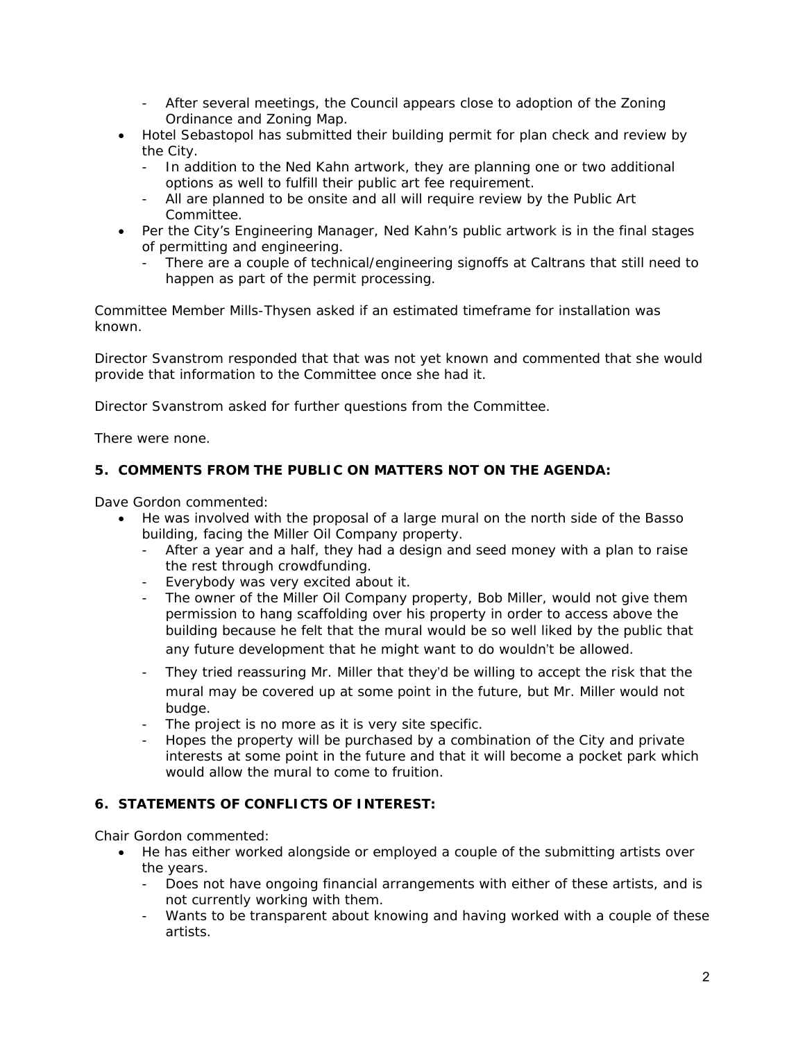- After several meetings, the Council appears close to adoption of the Zoning Ordinance and Zoning Map.
- Hotel Sebastopol has submitted their building permit for plan check and review by the City.
  - In addition to the Ned Kahn artwork, they are planning one or two additional options as well to fulfill their public art fee requirement.
  - All are planned to be onsite and all will require review by the Public Art Committee.
- Per the City's Engineering Manager, Ned Kahn's public artwork is in the final stages of permitting and engineering.
  - There are a couple of technical/engineering signoffs at Caltrans that still need to happen as part of the permit processing.

Committee Member Mills-Thysen asked if an estimated timeframe for installation was known.

Director Svanstrom responded that that was not yet known and commented that she would provide that information to the Committee once she had it.

Director Svanstrom asked for further questions from the Committee.

There were none.

**5. COMMENTS FROM THE PUBLIC ON MATTERS NOT ON THE AGENDA:**

Dave Gordon commented:

- He was involved with the proposal of a large mural on the north side of the Basso building, facing the Miller Oil Company property.
  - After a year and a half, they had a design and seed money with a plan to raise the rest through crowdfunding.
  - Everybody was very excited about it.
  - The owner of the Miller Oil Company property, Bob Miller, would not give them permission to hang scaffolding over his property in order to access above the building because he felt that the mural would be so well liked by the public that any future development that he might want to do wouldn't be allowed.
  - They tried reassuring Mr. Miller that they'd be willing to accept the risk that the mural may be covered up at some point in the future, but Mr. Miller would not budge.
  - The project is no more as it is very site specific.
  - Hopes the property will be purchased by a combination of the City and private interests at some point in the future and that it will become a pocket park which would allow the mural to come to fruition.

**6. STATEMENTS OF CONFLICTS OF INTEREST:**

Chair Gordon commented:

- He has either worked alongside or employed a couple of the submitting artists over the years.
  - Does not have ongoing financial arrangements with either of these artists, and is not currently working with them.
  - Wants to be transparent about knowing and having worked with a couple of these artists.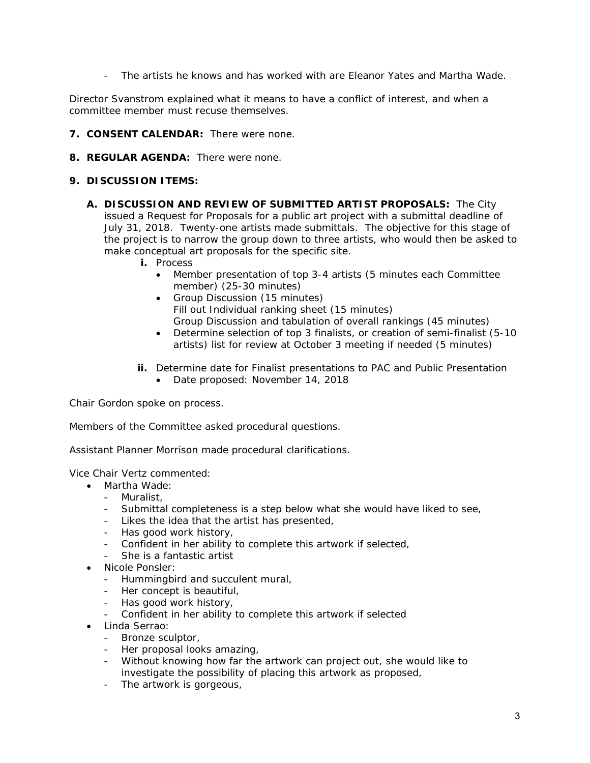- The artists he knows and has worked with are Eleanor Yates and Martha Wade.

Director Svanstrom explained what it means to have a conflict of interest, and when a committee member must recuse themselves.

**7. CONSENT CALENDAR:** There were none.

**8. REGULAR AGENDA:** There were none.

**9. DISCUSSION ITEMS:**

**A. DISCUSSION AND REVIEW OF SUBMITTED ARTIST PROPOSALS:** The City issued a Request for Proposals for a public art project with a submittal deadline of July 31, 2018. Twenty-one artists made submittals. The objective for this stage of the project is to narrow the group down to three artists, who would then be asked to make conceptual art proposals for the specific site.

**i.** Process

- Member presentation of top 3-4 artists (5 minutes each Committee member) (25-30 minutes)
- Group Discussion (15 minutes)
  Fill out Individual ranking sheet (15 minutes)
  Group Discussion and tabulation of overall rankings (45 minutes)
- Determine selection of top 3 finalists, or creation of semi-finalist (5-10 artists) list for review at October 3 meeting if needed (5 minutes)

**ii.** Determine date for Finalist presentations to PAC and Public Presentation

- Date proposed: November 14, 2018

Chair Gordon spoke on process.

Members of the Committee asked procedural questions.

Assistant Planner Morrison made procedural clarifications.

Vice Chair Vertz commented:

- Martha Wade:
  - Muralist,
  - Submittal completeness is a step below what she would have liked to see,
  - Likes the idea that the artist has presented,
  - Has good work history,
  - Confident in her ability to complete this artwork if selected,
  - She is a fantastic artist
- Nicole Ponsler:
  - Hummingbird and succulent mural,
  - Her concept is beautiful,
  - Has good work history,
  - Confident in her ability to complete this artwork if selected
- Linda Serrao:
  - Bronze sculptor,
  - Her proposal looks amazing,
  - Without knowing how far the artwork can project out, she would like to investigate the possibility of placing this artwork as proposed,
  - The artwork is gorgeous,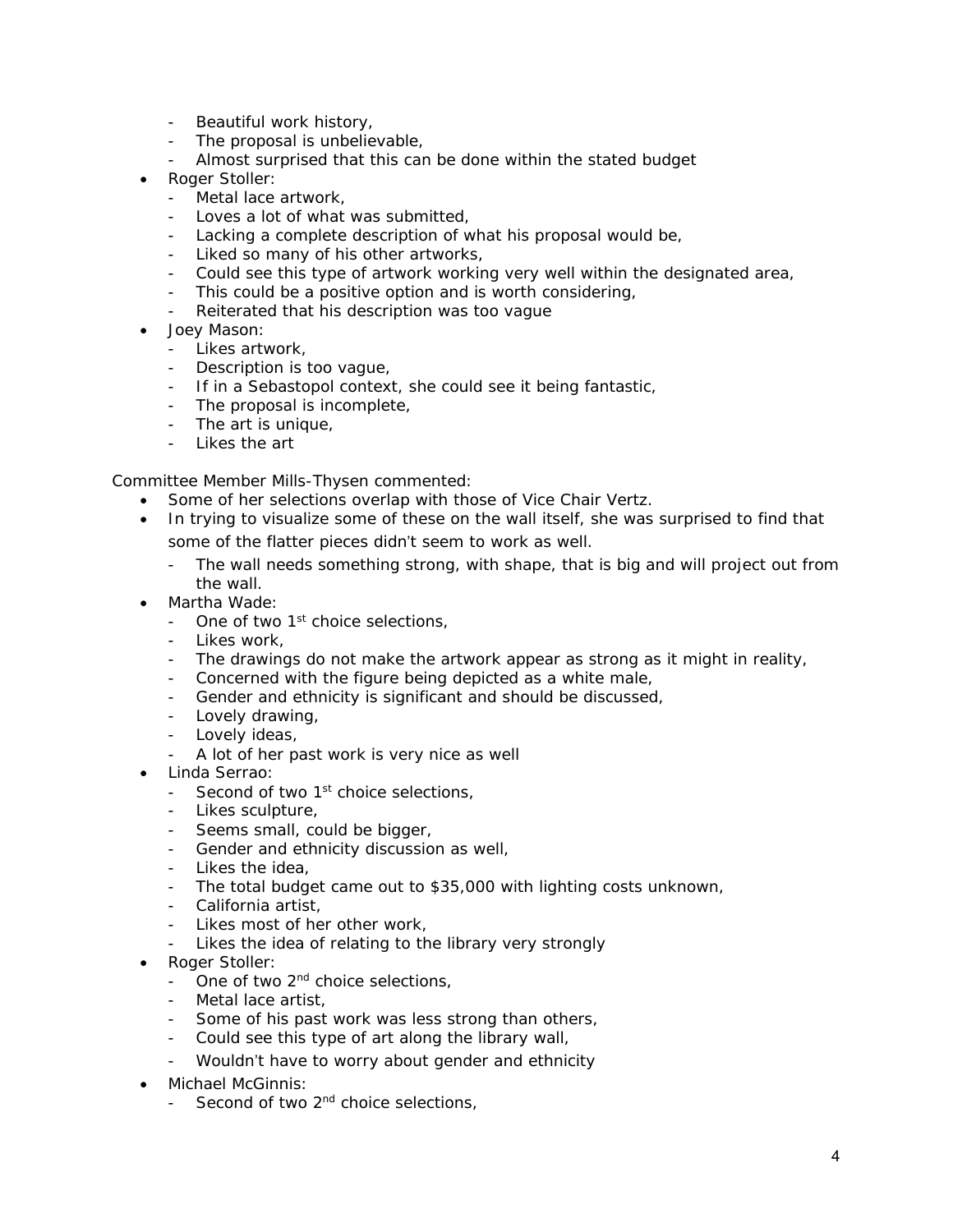- Beautiful work history,
  - The proposal is unbelievable,
  - Almost surprised that this can be done within the stated budget
- Roger Stoller:
  - Metal lace artwork,
  - Loves a lot of what was submitted,
  - Lacking a complete description of what his proposal would be,
  - Liked so many of his other artworks,
  - Could see this type of artwork working very well within the designated area,
  - This could be a positive option and is worth considering,
  - Reiterated that his description was too vague
- Joey Mason:
  - Likes artwork,
  - Description is too vague,
  - If in a Sebastopol context, she could see it being fantastic,
  - The proposal is incomplete,
  - The art is unique,
  - Likes the art

Committee Member Mills-Thysen commented:

- Some of her selections overlap with those of Vice Chair Vertz.
- In trying to visualize some of these on the wall itself, she was surprised to find that some of the flatter pieces didn't seem to work as well.
  - The wall needs something strong, with shape, that is big and will project out from the wall.
- Martha Wade:
  - One of two 1st choice selections,
  - Likes work,
  - The drawings do not make the artwork appear as strong as it might in reality,
  - Concerned with the figure being depicted as a white male,
  - Gender and ethnicity is significant and should be discussed,
  - Lovely drawing,
  - Lovely ideas,
  - A lot of her past work is very nice as well
- Linda Serrao:
  - Second of two 1st choice selections,
  - Likes sculpture,
  - Seems small, could be bigger,
  - Gender and ethnicity discussion as well,
  - Likes the idea,
  - The total budget came out to $35,000 with lighting costs unknown,
  - California artist,
  - Likes most of her other work,
  - Likes the idea of relating to the library very strongly
- Roger Stoller:
  - One of two 2nd choice selections,
  - Metal lace artist,
  - Some of his past work was less strong than others,
  - Could see this type of art along the library wall,
  - Wouldn't have to worry about gender and ethnicity
- Michael McGinnis:
  - Second of two 2nd choice selections,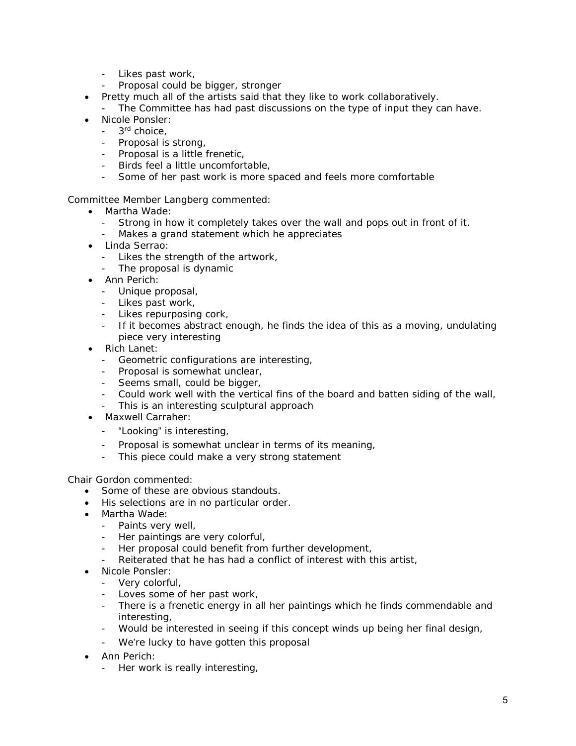- Likes past work,
- Proposal could be bigger, stronger

- Pretty much all of the artists said that they like to work collaboratively.
  - The Committee has had past discussions on the type of input they can have.
- Nicole Ponsler:
  - 3rd choice,
  - Proposal is strong,
  - Proposal is a little frenetic,
  - Birds feel a little uncomfortable,
  - Some of her past work is more spaced and feels more comfortable

Committee Member Langberg commented:

- Martha Wade:
  - Strong in how it completely takes over the wall and pops out in front of it.
  - Makes a grand statement which he appreciates
- Linda Serrao:
  - Likes the strength of the artwork,
  - The proposal is dynamic
- Ann Perich:
  - Unique proposal,
  - Likes past work,
  - Likes repurposing cork,
  - If it becomes abstract enough, he finds the idea of this as a moving, undulating piece very interesting
- Rich Lanet:
  - Geometric configurations are interesting,
  - Proposal is somewhat unclear,
  - Seems small, could be bigger,
  - Could work well with the vertical fins of the board and batten siding of the wall,
  - This is an interesting sculptural approach
- Maxwell Carraher:
  - "Looking" is interesting,
  - Proposal is somewhat unclear in terms of its meaning,
  - This piece could make a very strong statement

Chair Gordon commented:

- Some of these are obvious standouts.
- His selections are in no particular order.
- Martha Wade:
  - Paints very well,
  - Her paintings are very colorful,
  - Her proposal could benefit from further development,
  - Reiterated that he has had a conflict of interest with this artist,
- Nicole Ponsler:
  - Very colorful,
  - Loves some of her past work,
  - There is a frenetic energy in all her paintings which he finds commendable and interesting,
  - Would be interested in seeing if this concept winds up being her final design,
  - We're lucky to have gotten this proposal
- Ann Perich:
  - Her work is really interesting,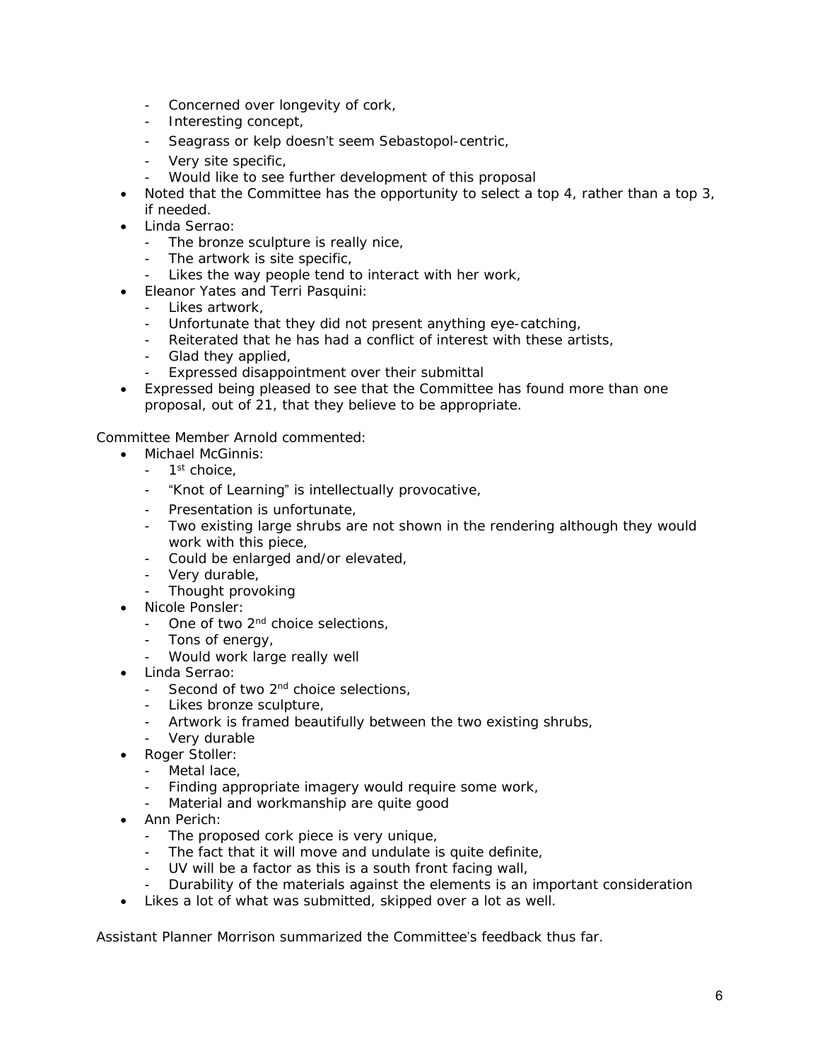- Concerned over longevity of cork,
  - Interesting concept,
  - Seagrass or kelp doesn't seem Sebastopol-centric,
  - Very site specific,
  - Would like to see further development of this proposal
- Noted that the Committee has the opportunity to select a top 4, rather than a top 3, if needed.
- Linda Serrao:
  - The bronze sculpture is really nice,
  - The artwork is site specific,
  - Likes the way people tend to interact with her work,
- Eleanor Yates and Terri Pasquini:
  - Likes artwork,
  - Unfortunate that they did not present anything eye-catching,
  - Reiterated that he has had a conflict of interest with these artists,
  - Glad they applied,
  - Expressed disappointment over their submittal
- Expressed being pleased to see that the Committee has found more than one proposal, out of 21, that they believe to be appropriate.

Committee Member Arnold commented:

- Michael McGinnis:
  - 1st choice,
  - "Knot of Learning" is intellectually provocative,
  - Presentation is unfortunate,
  - Two existing large shrubs are not shown in the rendering although they would work with this piece,
  - Could be enlarged and/or elevated,
  - Very durable,
  - Thought provoking
- Nicole Ponsler:
  - One of two 2nd choice selections,
  - Tons of energy,
  - Would work large really well
- Linda Serrao:
  - Second of two 2nd choice selections,
  - Likes bronze sculpture,
  - Artwork is framed beautifully between the two existing shrubs,
  - Very durable
- Roger Stoller:
  - Metal lace,
  - Finding appropriate imagery would require some work,
  - Material and workmanship are quite good
- Ann Perich:
  - The proposed cork piece is very unique,
  - The fact that it will move and undulate is quite definite,
  - UV will be a factor as this is a south front facing wall,
  - Durability of the materials against the elements is an important consideration
- Likes a lot of what was submitted, skipped over a lot as well.

Assistant Planner Morrison summarized the Committee's feedback thus far.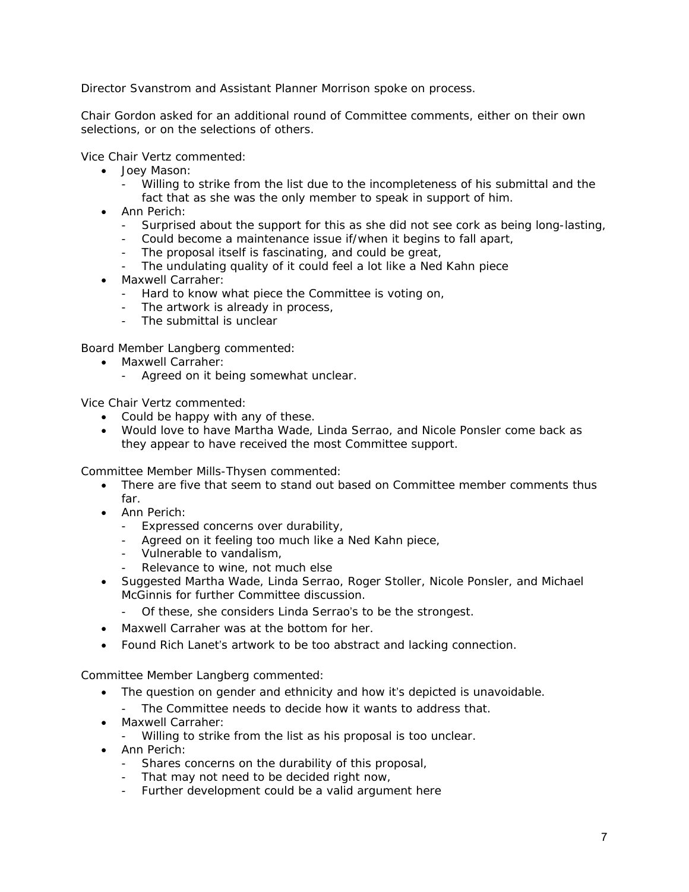Director Svanstrom and Assistant Planner Morrison spoke on process.

Chair Gordon asked for an additional round of Committee comments, either on their own selections, or on the selections of others.

Vice Chair Vertz commented:

- Joey Mason:
  - Willing to strike from the list due to the incompleteness of his submittal and the fact that as she was the only member to speak in support of him.
- Ann Perich:
  - Surprised about the support for this as she did not see cork as being long-lasting,
  - Could become a maintenance issue if/when it begins to fall apart,
  - The proposal itself is fascinating, and could be great,
  - The undulating quality of it could feel a lot like a Ned Kahn piece
- Maxwell Carraher:
  - Hard to know what piece the Committee is voting on,
  - The artwork is already in process,
  - The submittal is unclear

Board Member Langberg commented:

- Maxwell Carraher:
  - Agreed on it being somewhat unclear.

Vice Chair Vertz commented:

- Could be happy with any of these.
- Would love to have Martha Wade, Linda Serrao, and Nicole Ponsler come back as they appear to have received the most Committee support.

Committee Member Mills-Thysen commented:

- There are five that seem to stand out based on Committee member comments thus far.
- Ann Perich:
  - Expressed concerns over durability,
  - Agreed on it feeling too much like a Ned Kahn piece,
  - Vulnerable to vandalism,
  - Relevance to wine, not much else
- Suggested Martha Wade, Linda Serrao, Roger Stoller, Nicole Ponsler, and Michael McGinnis for further Committee discussion.
  - Of these, she considers Linda Serrao's to be the strongest.
- Maxwell Carraher was at the bottom for her.
- Found Rich Lanet's artwork to be too abstract and lacking connection.

Committee Member Langberg commented:

- The question on gender and ethnicity and how it's depicted is unavoidable.
  - The Committee needs to decide how it wants to address that.
- Maxwell Carraher:
  - Willing to strike from the list as his proposal is too unclear.
- Ann Perich:
  - Shares concerns on the durability of this proposal,
  - That may not need to be decided right now,
  - Further development could be a valid argument here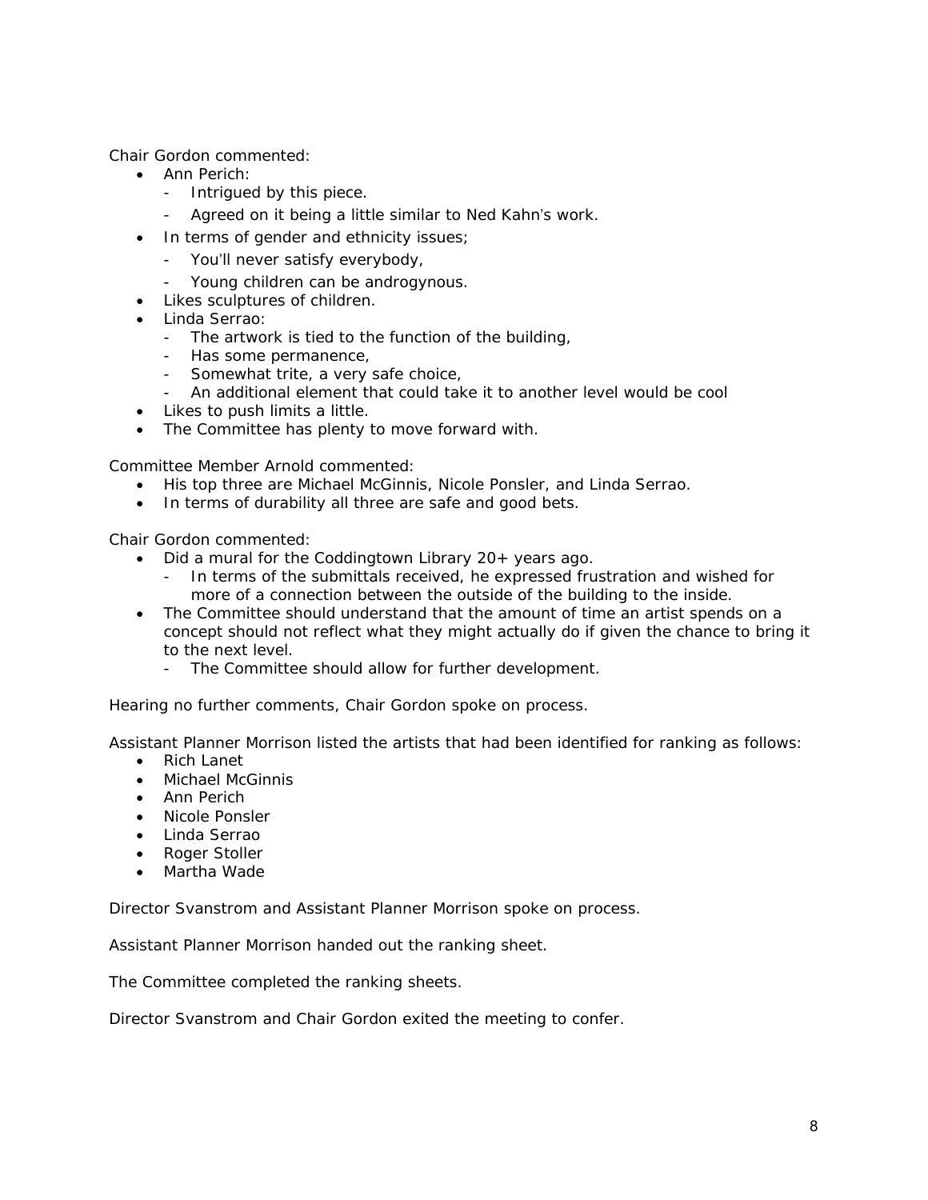Chair Gordon commented:

- Ann Perich:
  - Intrigued by this piece.
  - Agreed on it being a little similar to Ned Kahn's work.
- In terms of gender and ethnicity issues;
  - You'll never satisfy everybody,
  - Young children can be androgynous.
- Likes sculptures of children.
- Linda Serrao:
  - The artwork is tied to the function of the building,
  - Has some permanence,
  - Somewhat trite, a very safe choice,
  - An additional element that could take it to another level would be cool
- Likes to push limits a little.
- The Committee has plenty to move forward with.

Committee Member Arnold commented:

- His top three are Michael McGinnis, Nicole Ponsler, and Linda Serrao.
- In terms of durability all three are safe and good bets.

Chair Gordon commented:

- Did a mural for the Coddingtown Library 20+ years ago.
  - In terms of the submittals received, he expressed frustration and wished for more of a connection between the outside of the building to the inside.
- The Committee should understand that the amount of time an artist spends on a concept should not reflect what they might actually do if given the chance to bring it to the next level.
  - The Committee should allow for further development.

Hearing no further comments, Chair Gordon spoke on process.

Assistant Planner Morrison listed the artists that had been identified for ranking as follows:

- Rich Lanet
- Michael McGinnis
- Ann Perich
- Nicole Ponsler
- Linda Serrao
- Roger Stoller
- Martha Wade

Director Svanstrom and Assistant Planner Morrison spoke on process.

Assistant Planner Morrison handed out the ranking sheet.

The Committee completed the ranking sheets.

Director Svanstrom and Chair Gordon exited the meeting to confer.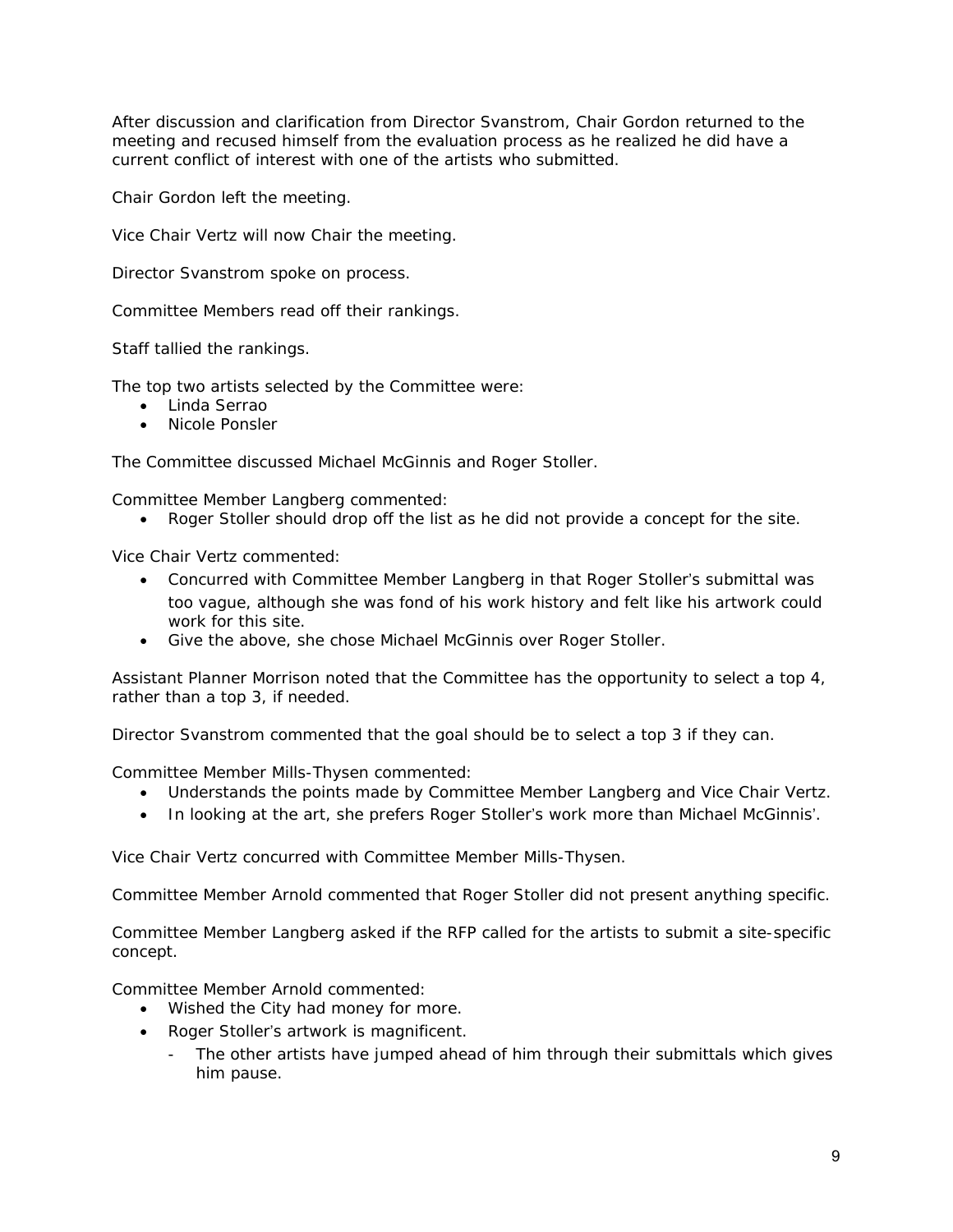After discussion and clarification from Director Svanstrom, Chair Gordon returned to the meeting and recused himself from the evaluation process as he realized he did have a current conflict of interest with one of the artists who submitted.

Chair Gordon left the meeting.

Vice Chair Vertz will now Chair the meeting.

Director Svanstrom spoke on process.

Committee Members read off their rankings.

Staff tallied the rankings.

The top two artists selected by the Committee were:

- Linda Serrao
- Nicole Ponsler

The Committee discussed Michael McGinnis and Roger Stoller.

Committee Member Langberg commented:

- Roger Stoller should drop off the list as he did not provide a concept for the site.

Vice Chair Vertz commented:

- Concurred with Committee Member Langberg in that Roger Stoller's submittal was too vague, although she was fond of his work history and felt like his artwork could work for this site.
- Give the above, she chose Michael McGinnis over Roger Stoller.

Assistant Planner Morrison noted that the Committee has the opportunity to select a top 4, rather than a top 3, if needed.

Director Svanstrom commented that the goal should be to select a top 3 if they can.

Committee Member Mills-Thysen commented:

- Understands the points made by Committee Member Langberg and Vice Chair Vertz.
- In looking at the art, she prefers Roger Stoller's work more than Michael McGinnis'.

Vice Chair Vertz concurred with Committee Member Mills-Thysen.

Committee Member Arnold commented that Roger Stoller did not present anything specific.

Committee Member Langberg asked if the RFP called for the artists to submit a site-specific concept.

Committee Member Arnold commented:

- Wished the City had money for more.
- Roger Stoller's artwork is magnificent.
  - The other artists have jumped ahead of him through their submittals which gives him pause.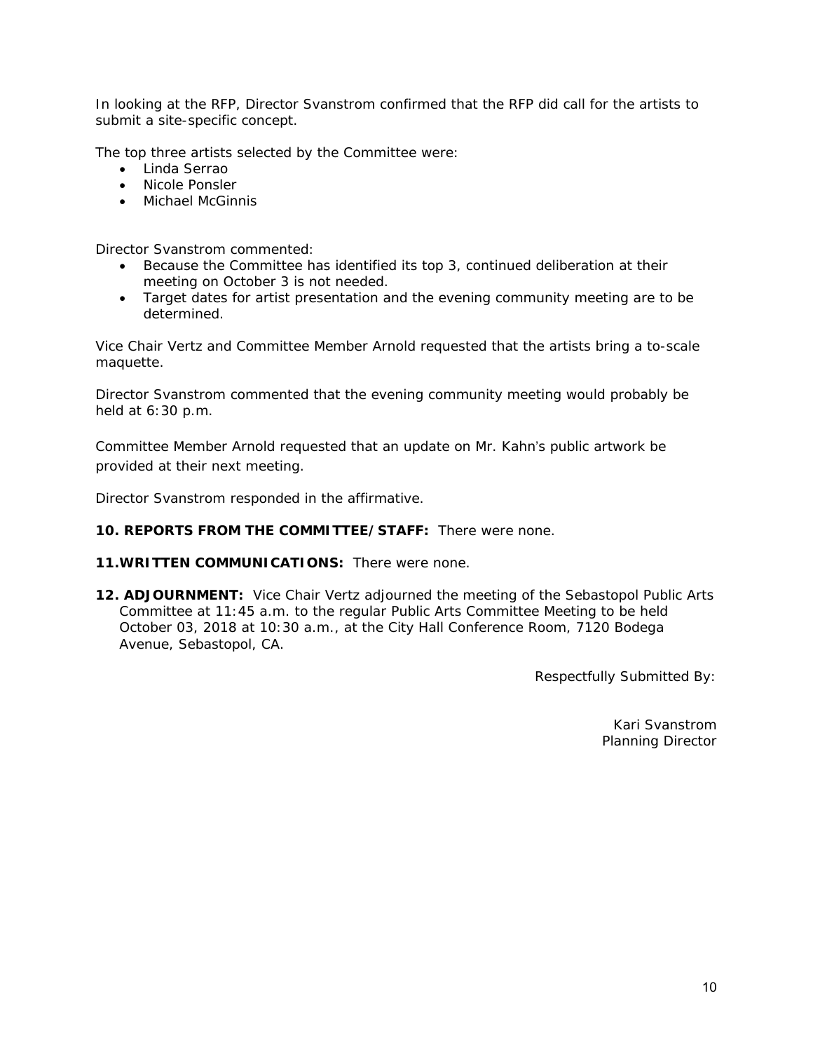In looking at the RFP, Director Svanstrom confirmed that the RFP did call for the artists to submit a site-specific concept.

The top three artists selected by the Committee were:

- Linda Serrao
- Nicole Ponsler
- Michael McGinnis

Director Svanstrom commented:

- Because the Committee has identified its top 3, continued deliberation at their meeting on October 3 is not needed.
- Target dates for artist presentation and the evening community meeting are to be determined.

Vice Chair Vertz and Committee Member Arnold requested that the artists bring a to-scale maquette.

Director Svanstrom commented that the evening community meeting would probably be held at 6:30 p.m.

Committee Member Arnold requested that an update on Mr. Kahn's public artwork be provided at their next meeting.

Director Svanstrom responded in the affirmative.

**10. REPORTS FROM THE COMMITTEE/STAFF:** There were none.

**11.WRITTEN COMMUNICATIONS:** There were none.

**12. ADJOURNMENT:** Vice Chair Vertz adjourned the meeting of the Sebastopol Public Arts Committee at 11:45 a.m. to the regular Public Arts Committee Meeting to be held October 03, 2018 at 10:30 a.m., at the City Hall Conference Room, 7120 Bodega Avenue, Sebastopol, CA.

Respectfully Submitted By:

Kari Svanstrom
Planning Director